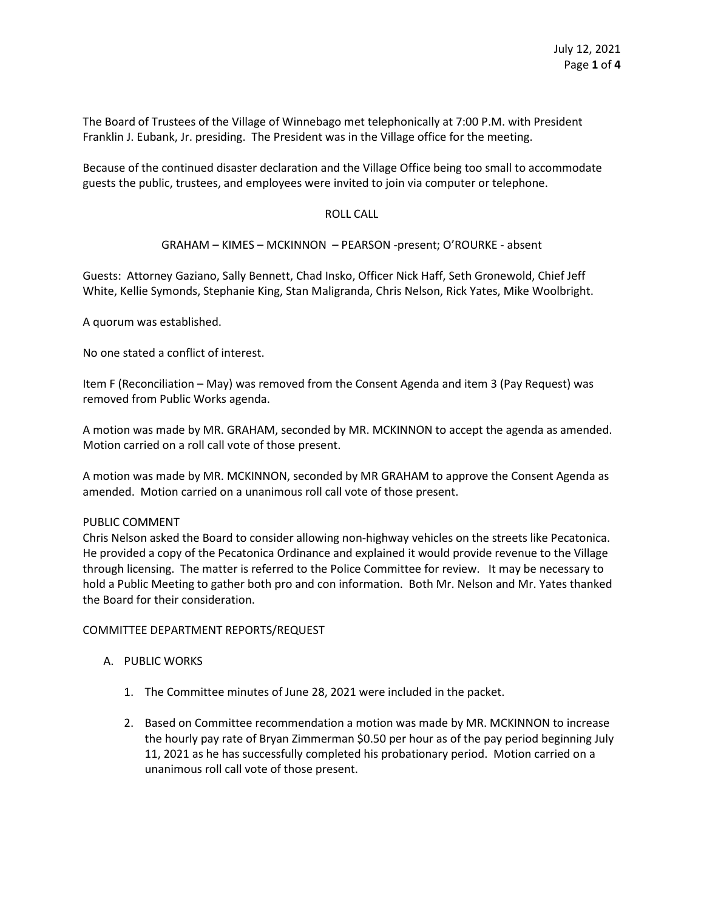The Board of Trustees of the Village of Winnebago met telephonically at 7:00 P.M. with President Franklin J. Eubank, Jr. presiding. The President was in the Village office for the meeting.

Because of the continued disaster declaration and the Village Office being too small to accommodate guests the public, trustees, and employees were invited to join via computer or telephone.

ROLL CALL

GRAHAM – KIMES – MCKINNON – PEARSON -present; O'ROURKE - absent

Guests: Attorney Gaziano, Sally Bennett, Chad Insko, Officer Nick Haff, Seth Gronewold, Chief Jeff White, Kellie Symonds, Stephanie King, Stan Maligranda, Chris Nelson, Rick Yates, Mike Woolbright.

A quorum was established.

No one stated a conflict of interest.

Item F (Reconciliation – May) was removed from the Consent Agenda and item 3 (Pay Request) was removed from Public Works agenda.

A motion was made by MR. GRAHAM, seconded by MR. MCKINNON to accept the agenda as amended. Motion carried on a roll call vote of those present.

A motion was made by MR. MCKINNON, seconded by MR GRAHAM to approve the Consent Agenda as amended. Motion carried on a unanimous roll call vote of those present.

PUBLIC COMMENT

Chris Nelson asked the Board to consider allowing non-highway vehicles on the streets like Pecatonica. He provided a copy of the Pecatonica Ordinance and explained it would provide revenue to the Village through licensing. The matter is referred to the Police Committee for review. It may be necessary to hold a Public Meeting to gather both pro and con information. Both Mr. Nelson and Mr. Yates thanked the Board for their consideration.

COMMITTEE DEPARTMENT REPORTS/REQUEST

A. PUBLIC WORKS

1. The Committee minutes of June 28, 2021 were included in the packet.

2. Based on Committee recommendation a motion was made by MR. MCKINNON to increase the hourly pay rate of Bryan Zimmerman $0.50 per hour as of the pay period beginning July 11, 2021 as he has successfully completed his probationary period. Motion carried on a unanimous roll call vote of those present.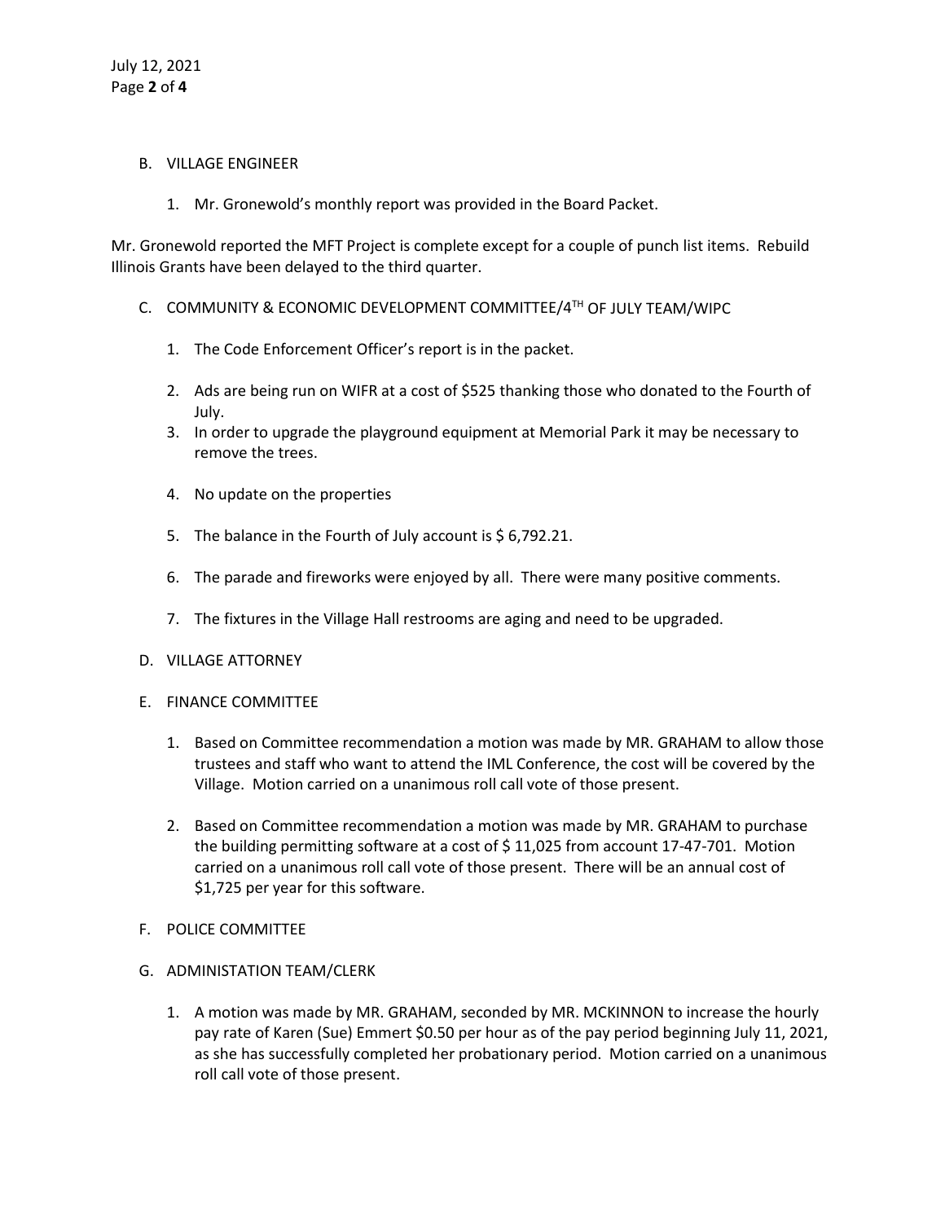B. VILLAGE ENGINEER

1. Mr. Gronewold's monthly report was provided in the Board Packet.

Mr. Gronewold reported the MFT Project is complete except for a couple of punch list items. Rebuild Illinois Grants have been delayed to the third quarter.

C. COMMUNITY & ECONOMIC DEVELOPMENT COMMITTEE/4TH OF JULY TEAM/WIPC

1. The Code Enforcement Officer's report is in the packet.
2. Ads are being run on WIFR at a cost of $525 thanking those who donated to the Fourth of July.
3. In order to upgrade the playground equipment at Memorial Park it may be necessary to remove the trees.
4. No update on the properties
5. The balance in the Fourth of July account is $ 6,792.21.
6. The parade and fireworks were enjoyed by all. There were many positive comments.
7. The fixtures in the Village Hall restrooms are aging and need to be upgraded.

D. VILLAGE ATTORNEY

E. FINANCE COMMITTEE

1. Based on Committee recommendation a motion was made by MR. GRAHAM to allow those trustees and staff who want to attend the IML Conference, the cost will be covered by the Village. Motion carried on a unanimous roll call vote of those present.
2. Based on Committee recommendation a motion was made by MR. GRAHAM to purchase the building permitting software at a cost of $ 11,025 from account 17-47-701. Motion carried on a unanimous roll call vote of those present. There will be an annual cost of $1,725 per year for this software.

F. POLICE COMMITTEE

G. ADMINISTATION TEAM/CLERK

1. A motion was made by MR. GRAHAM, seconded by MR. MCKINNON to increase the hourly pay rate of Karen (Sue) Emmert $0.50 per hour as of the pay period beginning July 11, 2021, as she has successfully completed her probationary period. Motion carried on a unanimous roll call vote of those present.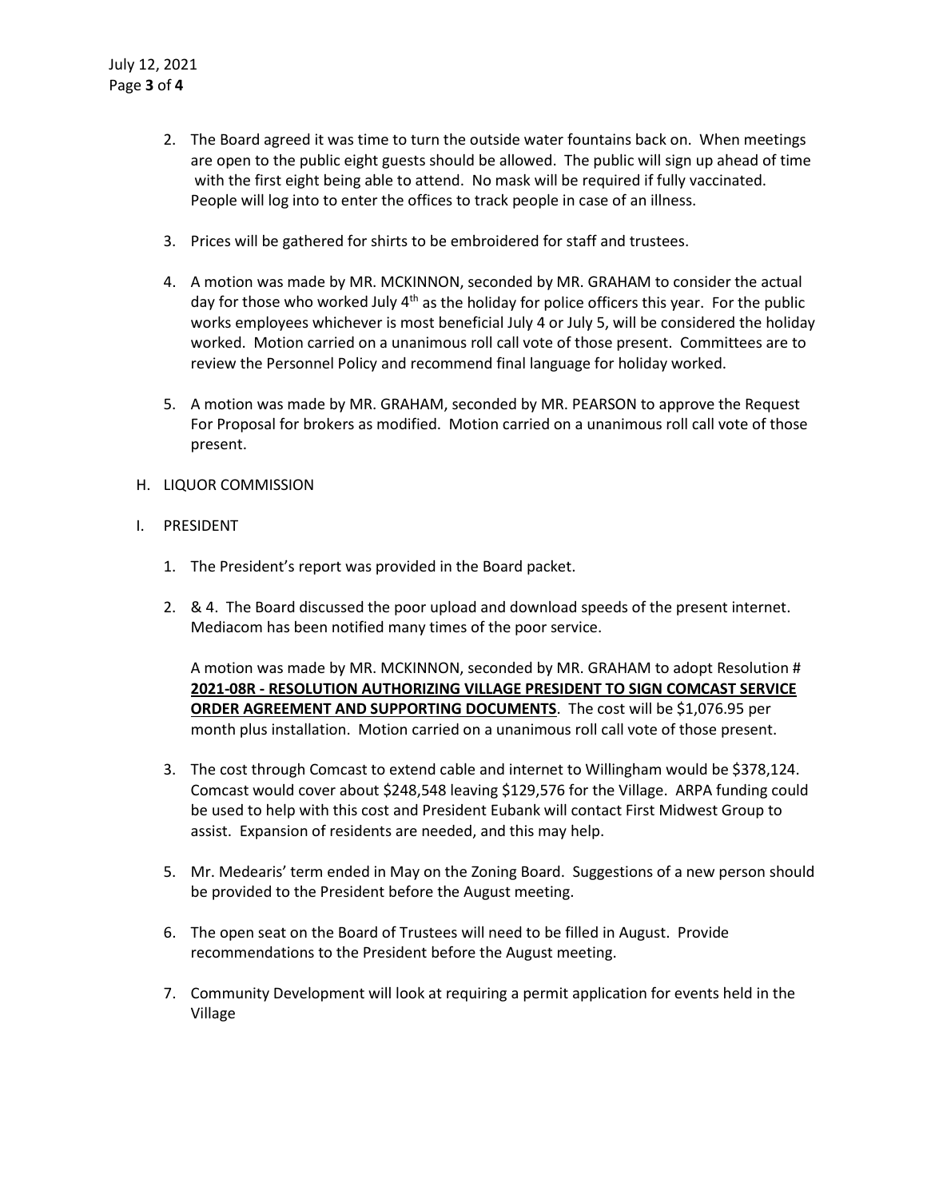2. The Board agreed it was time to turn the outside water fountains back on. When meetings are open to the public eight guests should be allowed. The public will sign up ahead of time with the first eight being able to attend. No mask will be required if fully vaccinated. People will log into to enter the offices to track people in case of an illness.

3. Prices will be gathered for shirts to be embroidered for staff and trustees.

4. A motion was made by MR. MCKINNON, seconded by MR. GRAHAM to consider the actual day for those who worked July 4th as the holiday for police officers this year. For the public works employees whichever is most beneficial July 4 or July 5, will be considered the holiday worked. Motion carried on a unanimous roll call vote of those present. Committees are to review the Personnel Policy and recommend final language for holiday worked.

5. A motion was made by MR. GRAHAM, seconded by MR. PEARSON to approve the Request For Proposal for brokers as modified. Motion carried on a unanimous roll call vote of those present.

H. LIQUOR COMMISSION

I. PRESIDENT

1. The President's report was provided in the Board packet.

2. & 4. The Board discussed the poor upload and download speeds of the present internet. Mediacom has been notified many times of the poor service.

   A motion was made by MR. MCKINNON, seconded by MR. GRAHAM to adopt Resolution # **<u>2021-08R - RESOLUTION AUTHORIZING VILLAGE PRESIDENT TO SIGN COMCAST SERVICE ORDER AGREEMENT AND SUPPORTING DOCUMENTS</u>**. The cost will be $1,076.95 per month plus installation. Motion carried on a unanimous roll call vote of those present.

3. The cost through Comcast to extend cable and internet to Willingham would be $378,124. Comcast would cover about $248,548 leaving $129,576 for the Village. ARPA funding could be used to help with this cost and President Eubank will contact First Midwest Group to assist. Expansion of residents are needed, and this may help.

5. Mr. Medearis' term ended in May on the Zoning Board. Suggestions of a new person should be provided to the President before the August meeting.

6. The open seat on the Board of Trustees will need to be filled in August. Provide recommendations to the President before the August meeting.

7. Community Development will look at requiring a permit application for events held in the Village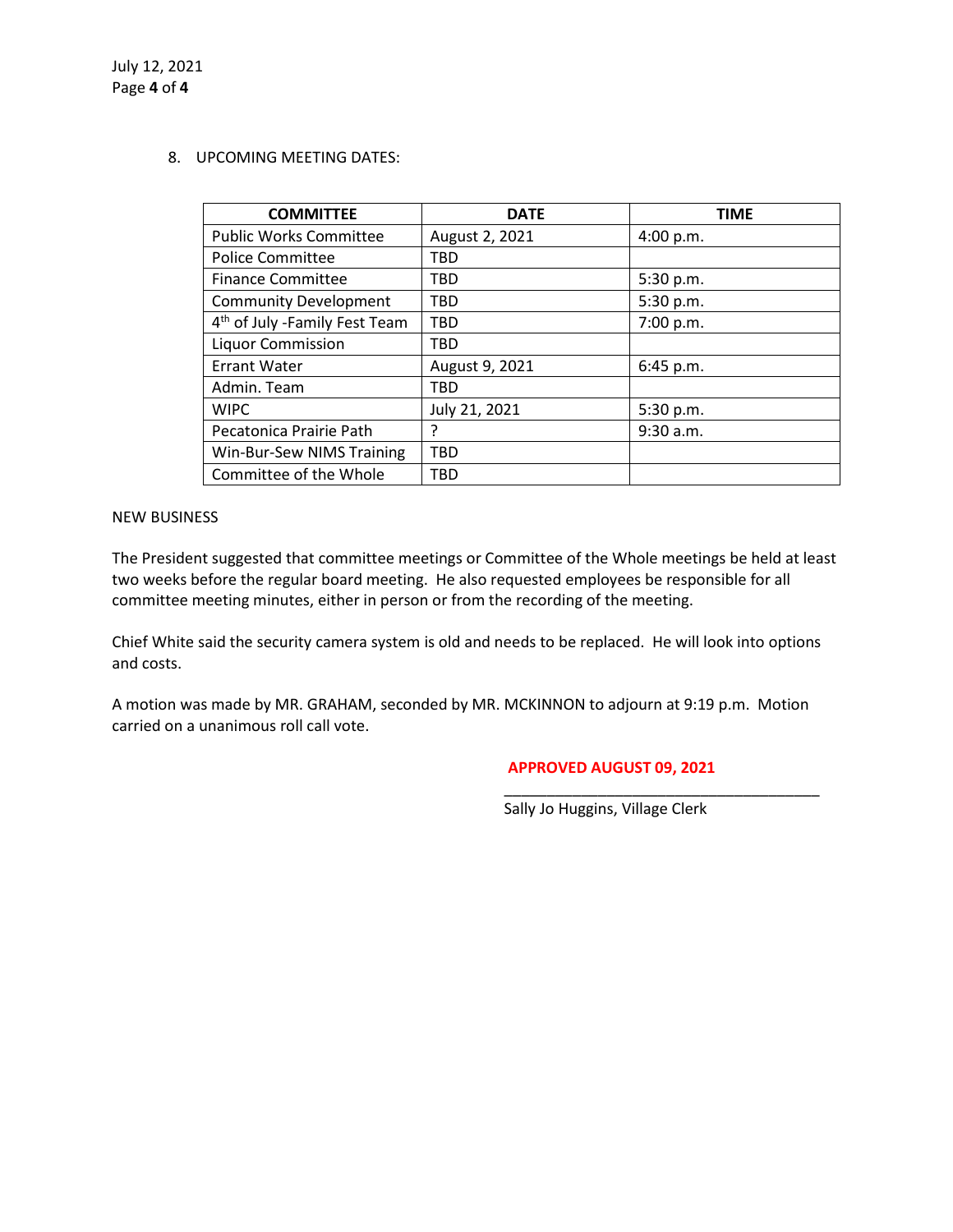8. UPCOMING MEETING DATES:

| COMMITTEE | DATE | TIME |
|---|---|---|
| Public Works Committee | August 2, 2021 | 4:00 p.m. |
| Police Committee | TBD | |
| Finance Committee | TBD | 5:30 p.m. |
| Community Development | TBD | 5:30 p.m. |
| 4th of July -Family Fest Team | TBD | 7:00 p.m. |
| Liquor Commission | TBD | |
| Errant Water | August 9, 2021 | 6:45 p.m. |
| Admin. Team | TBD | |
| WIPC | July 21, 2021 | 5:30 p.m. |
| Pecatonica Prairie Path | ? | 9:30 a.m. |
| Win-Bur-Sew NIMS Training | TBD | |
| Committee of the Whole | TBD | |

NEW BUSINESS

The President suggested that committee meetings or Committee of the Whole meetings be held at least two weeks before the regular board meeting. He also requested employees be responsible for all committee meeting minutes, either in person or from the recording of the meeting.

Chief White said the security camera system is old and needs to be replaced. He will look into options and costs.

A motion was made by MR. GRAHAM, seconded by MR. MCKINNON to adjourn at 9:19 p.m. Motion carried on a unanimous roll call vote.

**APPROVED AUGUST 09, 2021**

\_\_\_\_\_\_\_\_\_\_\_\_\_\_\_\_\_\_\_\_\_\_\_\_\_\_\_\_\_\_\_\_\_\_\_\_\_\_\_\_

Sally Jo Huggins, Village Clerk